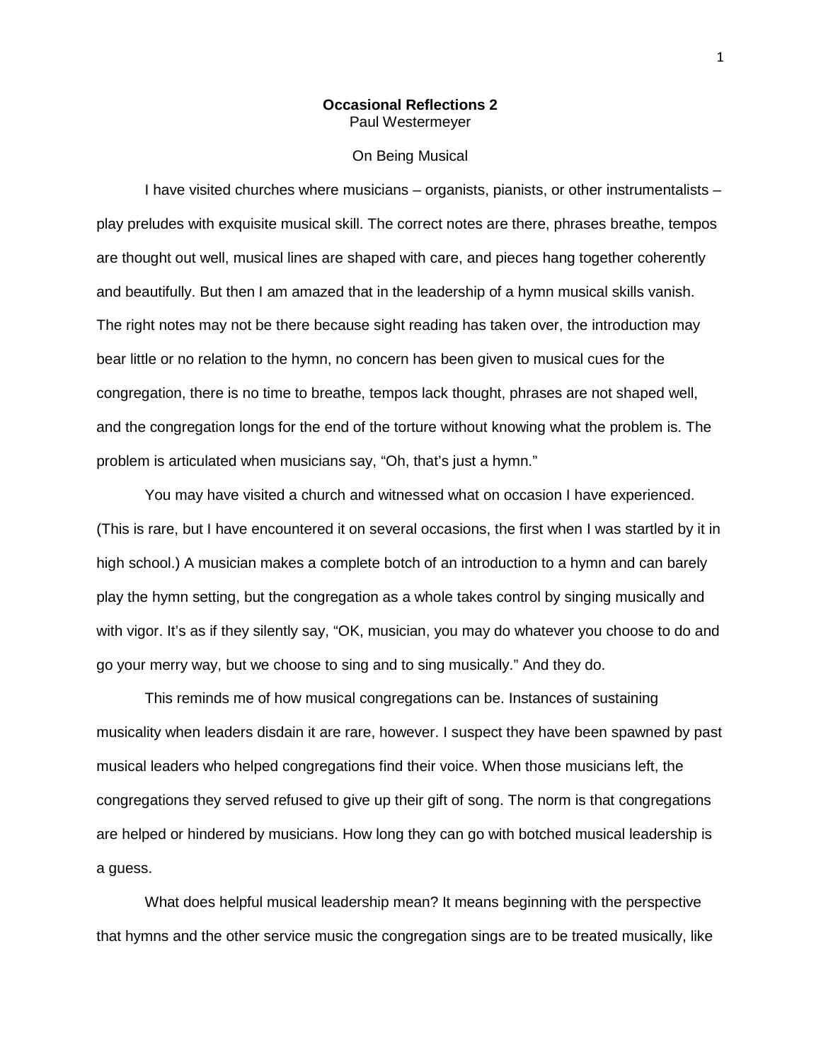# Occasional Reflections 2

Paul Westermeyer

## On Being Musical

I have visited churches where musicians – organists, pianists, or other instrumentalists – play preludes with exquisite musical skill. The correct notes are there, phrases breathe, tempos are thought out well, musical lines are shaped with care, and pieces hang together coherently and beautifully. But then I am amazed that in the leadership of a hymn musical skills vanish. The right notes may not be there because sight reading has taken over, the introduction may bear little or no relation to the hymn, no concern has been given to musical cues for the congregation, there is no time to breathe, tempos lack thought, phrases are not shaped well, and the congregation longs for the end of the torture without knowing what the problem is. The problem is articulated when musicians say, "Oh, that's just a hymn."

You may have visited a church and witnessed what on occasion I have experienced. (This is rare, but I have encountered it on several occasions, the first when I was startled by it in high school.) A musician makes a complete botch of an introduction to a hymn and can barely play the hymn setting, but the congregation as a whole takes control by singing musically and with vigor. It's as if they silently say, "OK, musician, you may do whatever you choose to do and go your merry way, but we choose to sing and to sing musically." And they do.

This reminds me of how musical congregations can be. Instances of sustaining musicality when leaders disdain it are rare, however. I suspect they have been spawned by past musical leaders who helped congregations find their voice. When those musicians left, the congregations they served refused to give up their gift of song. The norm is that congregations are helped or hindered by musicians. How long they can go with botched musical leadership is a guess.

What does helpful musical leadership mean? It means beginning with the perspective that hymns and the other service music the congregation sings are to be treated musically, like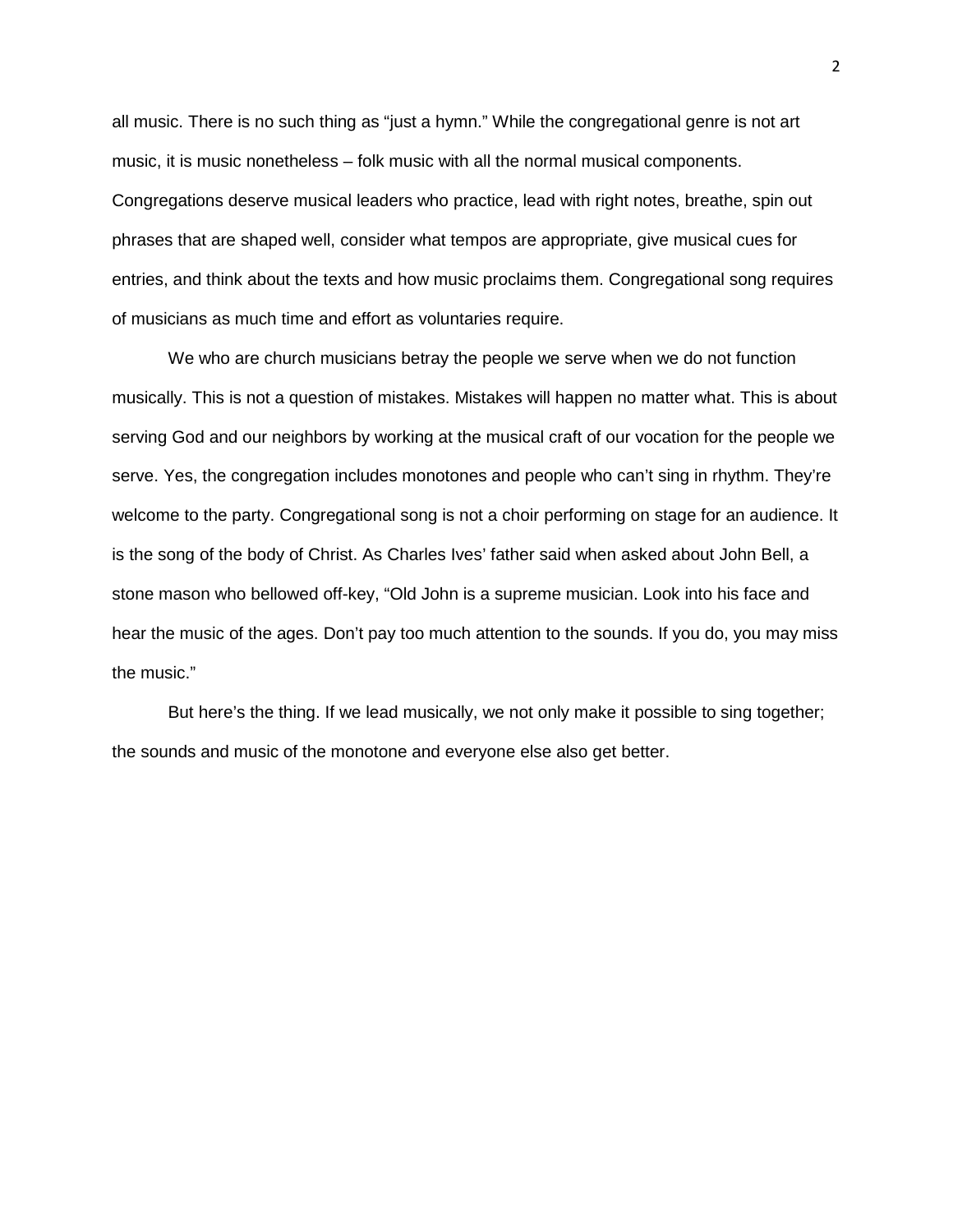all music. There is no such thing as "just a hymn." While the congregational genre is not art music, it is music nonetheless – folk music with all the normal musical components. Congregations deserve musical leaders who practice, lead with right notes, breathe, spin out phrases that are shaped well, consider what tempos are appropriate, give musical cues for entries, and think about the texts and how music proclaims them. Congregational song requires of musicians as much time and effort as voluntaries require.

We who are church musicians betray the people we serve when we do not function musically. This is not a question of mistakes. Mistakes will happen no matter what. This is about serving God and our neighbors by working at the musical craft of our vocation for the people we serve. Yes, the congregation includes monotones and people who can't sing in rhythm. They're welcome to the party. Congregational song is not a choir performing on stage for an audience. It is the song of the body of Christ. As Charles Ives' father said when asked about John Bell, a stone mason who bellowed off-key, "Old John is a supreme musician. Look into his face and hear the music of the ages. Don't pay too much attention to the sounds. If you do, you may miss the music."

But here's the thing. If we lead musically, we not only make it possible to sing together; the sounds and music of the monotone and everyone else also get better.